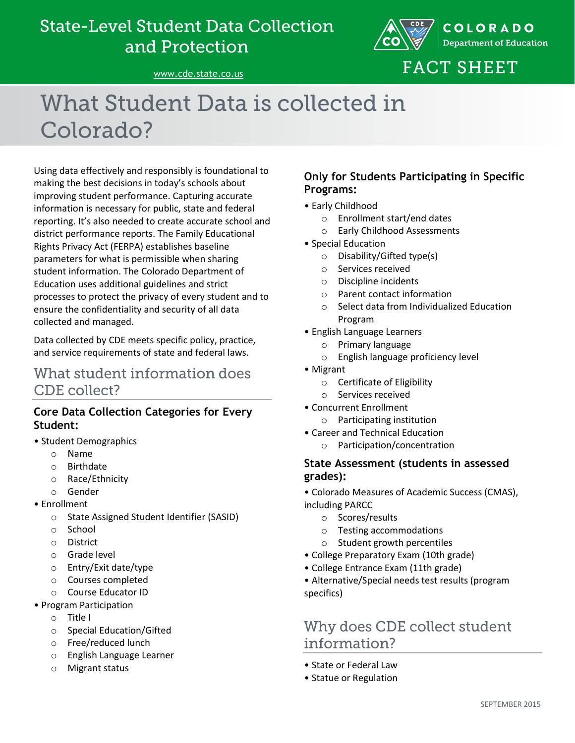# State-Level Student Data Collection and Protection

www.cde.state.co.us

COLORADO Department of Education

FACT SHEET

# What Student Data is collected in Colorado?

Using data effectively and responsibly is foundational to making the best decisions in today's schools about improving student performance. Capturing accurate information is necessary for public, state and federal reporting. It's also needed to create accurate school and district performance reports. The Family Educational Rights Privacy Act (FERPA) establishes baseline parameters for what is permissible when sharing student information. The Colorado Department of Education uses additional guidelines and strict processes to protect the privacy of every student and to ensure the confidentiality and security of all data collected and managed.

Data collected by CDE meets specific policy, practice, and service requirements of state and federal laws.

## What student information does CDE collect?

### Core Data Collection Categories for Every Student:

- Student Demographics
  - Name
  - Birthdate
  - Race/Ethnicity
  - Gender
- Enrollment
  - State Assigned Student Identifier (SASID)
  - School
  - District
  - Grade level
  - Entry/Exit date/type
  - Courses completed
  - Course Educator ID
- Program Participation
  - Title I
  - Special Education/Gifted
  - Free/reduced lunch
  - English Language Learner
  - Migrant status

### Only for Students Participating in Specific Programs:

- Early Childhood
  - Enrollment start/end dates
  - Early Childhood Assessments
- Special Education
  - Disability/Gifted type(s)
  - Services received
  - Discipline incidents
  - Parent contact information
  - Select data from Individualized Education Program
- English Language Learners
  - Primary language
  - English language proficiency level
- Migrant
  - Certificate of Eligibility
  - Services received
- Concurrent Enrollment
  - Participating institution
- Career and Technical Education
  - Participation/concentration

### State Assessment (students in assessed grades):

- Colorado Measures of Academic Success (CMAS), including PARCC
  - Scores/results
  - Testing accommodations
  - Student growth percentiles
- College Preparatory Exam (10th grade)
- College Entrance Exam (11th grade)
- Alternative/Special needs test results (program specifics)

## Why does CDE collect student information?

- State or Federal Law
- Statue or Regulation

SEPTEMBER 2015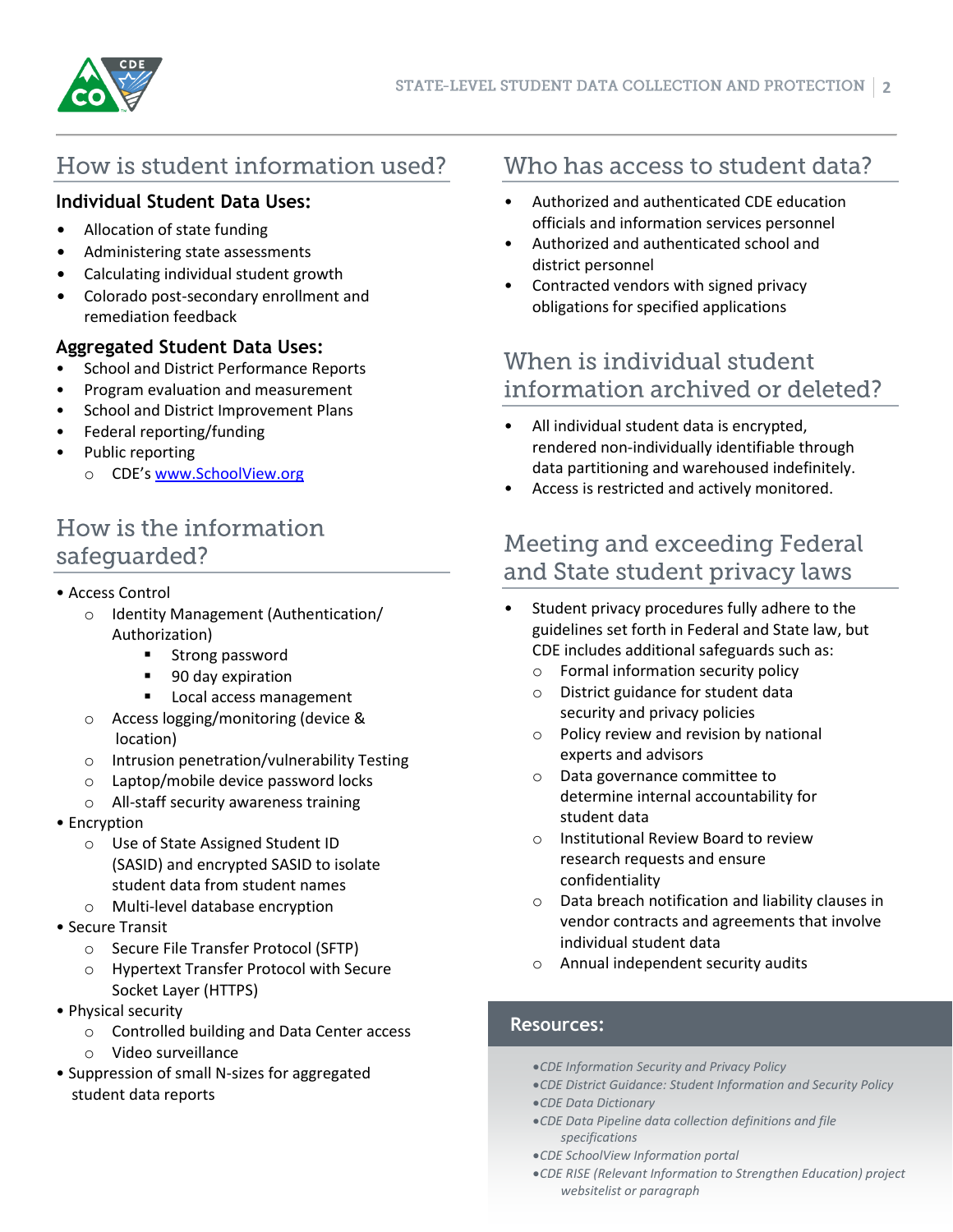## How is student information used?

### Individual Student Data Uses:

- Allocation of state funding
- Administering state assessments
- Calculating individual student growth
- Colorado post-secondary enrollment and remediation feedback

### Aggregated Student Data Uses:

- School and District Performance Reports
- Program evaluation and measurement
- School and District Improvement Plans
- Federal reporting/funding
- Public reporting
  - CDE's [www.SchoolView.org](http://www.SchoolView.org)

## How is the information safeguarded?

- Access Control
  - Identity Management (Authentication/ Authorization)
    - Strong password
    - 90 day expiration
    - Local access management
  - Access logging/monitoring (device & location)
  - Intrusion penetration/vulnerability Testing
  - Laptop/mobile device password locks
  - All-staff security awareness training
- Encryption
  - Use of State Assigned Student ID (SASID) and encrypted SASID to isolate student data from student names
  - Multi-level database encryption
- Secure Transit
  - Secure File Transfer Protocol (SFTP)
  - Hypertext Transfer Protocol with Secure Socket Layer (HTTPS)
- Physical security
  - Controlled building and Data Center access
  - Video surveillance
- Suppression of small N-sizes for aggregated student data reports

## Who has access to student data?

- Authorized and authenticated CDE education officials and information services personnel
- Authorized and authenticated school and district personnel
- Contracted vendors with signed privacy obligations for specified applications

## When is individual student information archived or deleted?

- All individual student data is encrypted, rendered non-individually identifiable through data partitioning and warehoused indefinitely.
- Access is restricted and actively monitored.

## Meeting and exceeding Federal and State student privacy laws

- Student privacy procedures fully adhere to the guidelines set forth in Federal and State law, but CDE includes additional safeguards such as:
  - Formal information security policy
  - District guidance for student data security and privacy policies
  - Policy review and revision by national experts and advisors
  - Data governance committee to determine internal accountability for student data
  - Institutional Review Board to review research requests and ensure confidentiality
  - Data breach notification and liability clauses in vendor contracts and agreements that involve individual student data
  - Annual independent security audits

## Resources:

- *CDE Information Security and Privacy Policy*
- *CDE District Guidance: Student Information and Security Policy*
- *CDE Data Dictionary*
- *CDE Data Pipeline data collection definitions and file specifications*
- *CDE SchoolView Information portal*
- *CDE RISE (Relevant Information to Strengthen Education) project websitelist or paragraph*